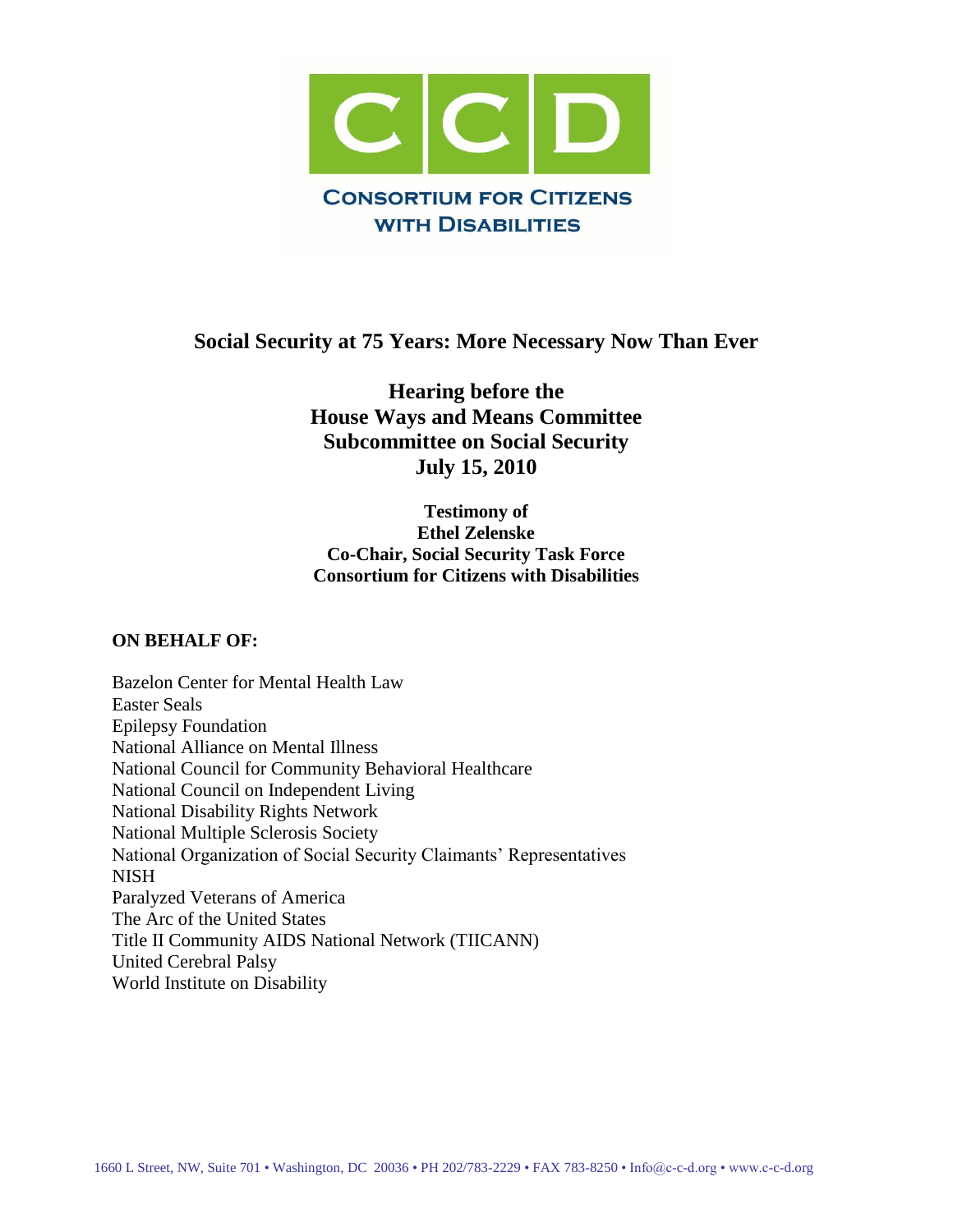**CCD**

**CONSORTIUM FOR CITIZENS WITH DISABILITIES**

# Social Security at 75 Years: More Necessary Now Than Ever

## Hearing before the House Ways and Means Committee Subcommittee on Social Security July 15, 2010

**Testimony of**
**Ethel Zelenske**
**Co-Chair, Social Security Task Force**
**Consortium for Citizens with Disabilities**

**ON BEHALF OF:**

Bazelon Center for Mental Health Law
Easter Seals
Epilepsy Foundation
National Alliance on Mental Illness
National Council for Community Behavioral Healthcare
National Council on Independent Living
National Disability Rights Network
National Multiple Sclerosis Society
National Organization of Social Security Claimants' Representatives
NISH
Paralyzed Veterans of America
The Arc of the United States
Title II Community AIDS National Network (TIICANN)
United Cerebral Palsy
World Institute on Disability

1660 L Street, NW, Suite 701 • Washington, DC 20036 • PH 202/783-2229 • FAX 783-8250 • Info@c-c-d.org • www.c-c-d.org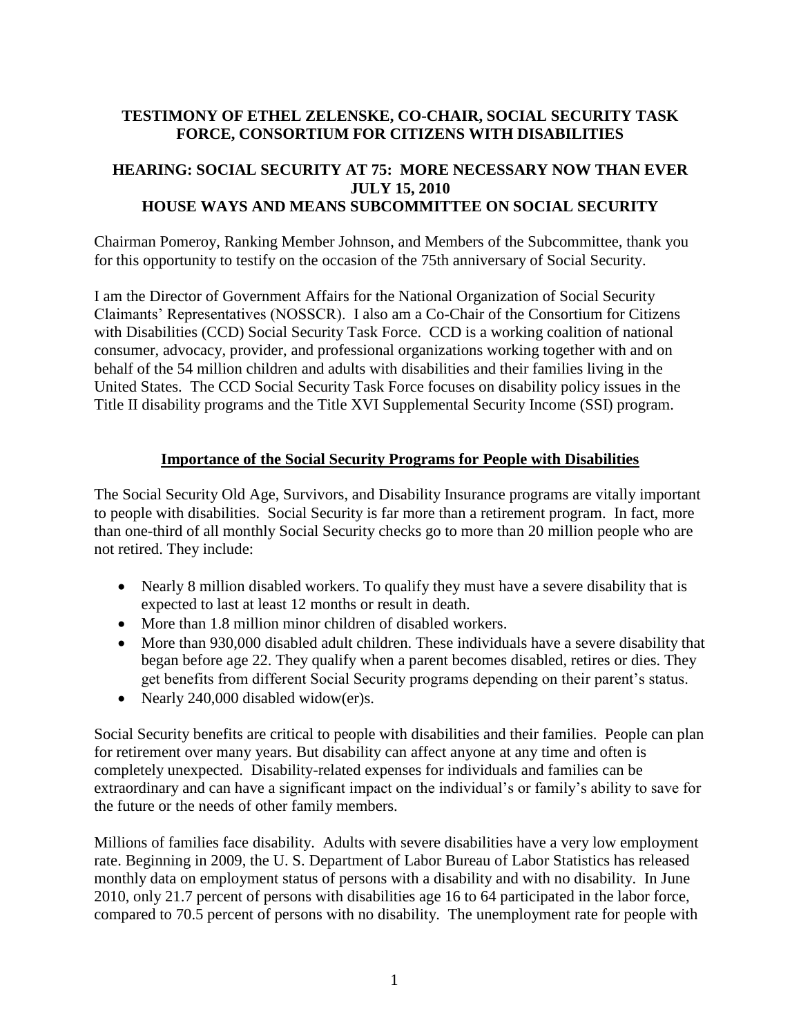**TESTIMONY OF ETHEL ZELENSKE, CO-CHAIR, SOCIAL SECURITY TASK FORCE, CONSORTIUM FOR CITIZENS WITH DISABILITIES**

**HEARING: SOCIAL SECURITY AT 75: MORE NECESSARY NOW THAN EVER**
**JULY 15, 2010**
**HOUSE WAYS AND MEANS SUBCOMMITTEE ON SOCIAL SECURITY**

Chairman Pomeroy, Ranking Member Johnson, and Members of the Subcommittee, thank you for this opportunity to testify on the occasion of the 75th anniversary of Social Security.

I am the Director of Government Affairs for the National Organization of Social Security Claimants' Representatives (NOSSCR). I also am a Co-Chair of the Consortium for Citizens with Disabilities (CCD) Social Security Task Force. CCD is a working coalition of national consumer, advocacy, provider, and professional organizations working together with and on behalf of the 54 million children and adults with disabilities and their families living in the United States. The CCD Social Security Task Force focuses on disability policy issues in the Title II disability programs and the Title XVI Supplemental Security Income (SSI) program.

## Importance of the Social Security Programs for People with Disabilities

The Social Security Old Age, Survivors, and Disability Insurance programs are vitally important to people with disabilities. Social Security is far more than a retirement program. In fact, more than one-third of all monthly Social Security checks go to more than 20 million people who are not retired. They include:

- Nearly 8 million disabled workers. To qualify they must have a severe disability that is expected to last at least 12 months or result in death.
- More than 1.8 million minor children of disabled workers.
- More than 930,000 disabled adult children. These individuals have a severe disability that began before age 22. They qualify when a parent becomes disabled, retires or dies. They get benefits from different Social Security programs depending on their parent's status.
- Nearly 240,000 disabled widow(er)s.

Social Security benefits are critical to people with disabilities and their families. People can plan for retirement over many years. But disability can affect anyone at any time and often is completely unexpected. Disability-related expenses for individuals and families can be extraordinary and can have a significant impact on the individual's or family's ability to save for the future or the needs of other family members.

Millions of families face disability. Adults with severe disabilities have a very low employment rate. Beginning in 2009, the U. S. Department of Labor Bureau of Labor Statistics has released monthly data on employment status of persons with a disability and with no disability. In June 2010, only 21.7 percent of persons with disabilities age 16 to 64 participated in the labor force, compared to 70.5 percent of persons with no disability. The unemployment rate for people with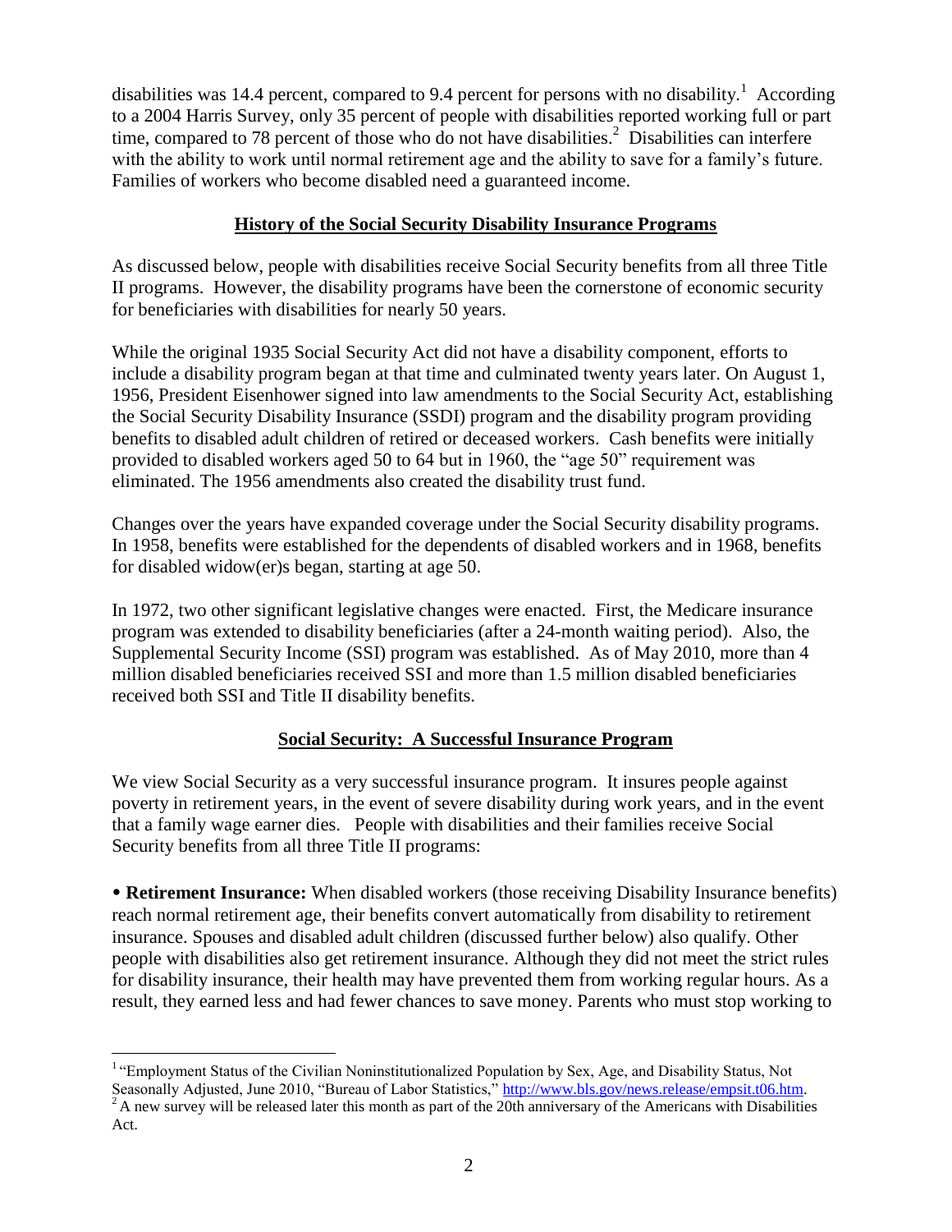disabilities was 14.4 percent, compared to 9.4 percent for persons with no disability.[1] According to a 2004 Harris Survey, only 35 percent of people with disabilities reported working full or part time, compared to 78 percent of those who do not have disabilities.[2] Disabilities can interfere with the ability to work until normal retirement age and the ability to save for a family's future. Families of workers who become disabled need a guaranteed income.

## History of the Social Security Disability Insurance Programs

As discussed below, people with disabilities receive Social Security benefits from all three Title II programs. However, the disability programs have been the cornerstone of economic security for beneficiaries with disabilities for nearly 50 years.

While the original 1935 Social Security Act did not have a disability component, efforts to include a disability program began at that time and culminated twenty years later. On August 1, 1956, President Eisenhower signed into law amendments to the Social Security Act, establishing the Social Security Disability Insurance (SSDI) program and the disability program providing benefits to disabled adult children of retired or deceased workers. Cash benefits were initially provided to disabled workers aged 50 to 64 but in 1960, the "age 50" requirement was eliminated. The 1956 amendments also created the disability trust fund.

Changes over the years have expanded coverage under the Social Security disability programs. In 1958, benefits were established for the dependents of disabled workers and in 1968, benefits for disabled widow(er)s began, starting at age 50.

In 1972, two other significant legislative changes were enacted. First, the Medicare insurance program was extended to disability beneficiaries (after a 24-month waiting period). Also, the Supplemental Security Income (SSI) program was established. As of May 2010, more than 4 million disabled beneficiaries received SSI and more than 1.5 million disabled beneficiaries received both SSI and Title II disability benefits.

## Social Security: A Successful Insurance Program

We view Social Security as a very successful insurance program. It insures people against poverty in retirement years, in the event of severe disability during work years, and in the event that a family wage earner dies. People with disabilities and their families receive Social Security benefits from all three Title II programs:

- **Retirement Insurance:** When disabled workers (those receiving Disability Insurance benefits) reach normal retirement age, their benefits convert automatically from disability to retirement insurance. Spouses and disabled adult children (discussed further below) also qualify. Other people with disabilities also get retirement insurance. Although they did not meet the strict rules for disability insurance, their health may have prevented them from working regular hours. As a result, they earned less and had fewer chances to save money. Parents who must stop working to

---

[1] "Employment Status of the Civilian Noninstitutionalized Population by Sex, Age, and Disability Status, Not Seasonally Adjusted, June 2010, "Bureau of Labor Statistics," http://www.bls.gov/news.release/empsit.t06.htm.

[2] A new survey will be released later this month as part of the 20th anniversary of the Americans with Disabilities Act.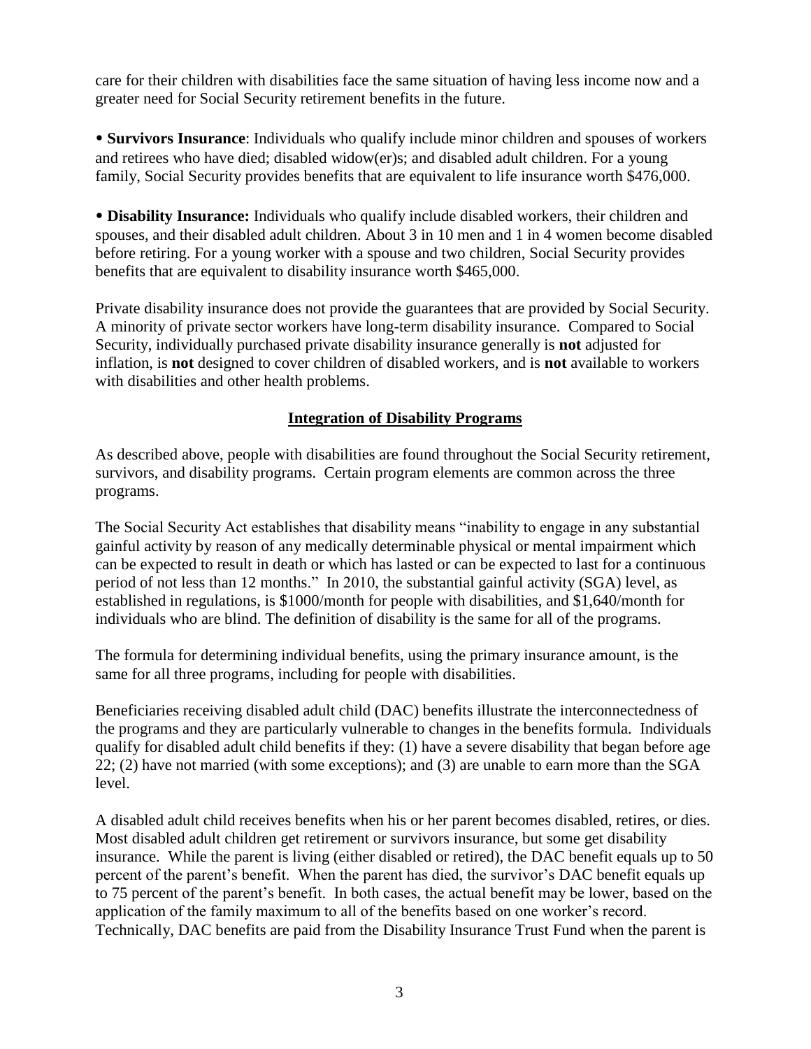care for their children with disabilities face the same situation of having less income now and a greater need for Social Security retirement benefits in the future.

- **Survivors Insurance**: Individuals who qualify include minor children and spouses of workers and retirees who have died; disabled widow(er)s; and disabled adult children. For a young family, Social Security provides benefits that are equivalent to life insurance worth $476,000.

- **Disability Insurance:** Individuals who qualify include disabled workers, their children and spouses, and their disabled adult children. About 3 in 10 men and 1 in 4 women become disabled before retiring. For a young worker with a spouse and two children, Social Security provides benefits that are equivalent to disability insurance worth $465,000.

Private disability insurance does not provide the guarantees that are provided by Social Security. A minority of private sector workers have long-term disability insurance. Compared to Social Security, individually purchased private disability insurance generally is **not** adjusted for inflation, is **not** designed to cover children of disabled workers, and is **not** available to workers with disabilities and other health problems.

## Integration of Disability Programs

As described above, people with disabilities are found throughout the Social Security retirement, survivors, and disability programs. Certain program elements are common across the three programs.

The Social Security Act establishes that disability means "inability to engage in any substantial gainful activity by reason of any medically determinable physical or mental impairment which can be expected to result in death or which has lasted or can be expected to last for a continuous period of not less than 12 months." In 2010, the substantial gainful activity (SGA) level, as established in regulations, is $1000/month for people with disabilities, and $1,640/month for individuals who are blind. The definition of disability is the same for all of the programs.

The formula for determining individual benefits, using the primary insurance amount, is the same for all three programs, including for people with disabilities.

Beneficiaries receiving disabled adult child (DAC) benefits illustrate the interconnectedness of the programs and they are particularly vulnerable to changes in the benefits formula. Individuals qualify for disabled adult child benefits if they: (1) have a severe disability that began before age 22; (2) have not married (with some exceptions); and (3) are unable to earn more than the SGA level.

A disabled adult child receives benefits when his or her parent becomes disabled, retires, or dies. Most disabled adult children get retirement or survivors insurance, but some get disability insurance. While the parent is living (either disabled or retired), the DAC benefit equals up to 50 percent of the parent's benefit. When the parent has died, the survivor's DAC benefit equals up to 75 percent of the parent's benefit. In both cases, the actual benefit may be lower, based on the application of the family maximum to all of the benefits based on one worker's record. Technically, DAC benefits are paid from the Disability Insurance Trust Fund when the parent is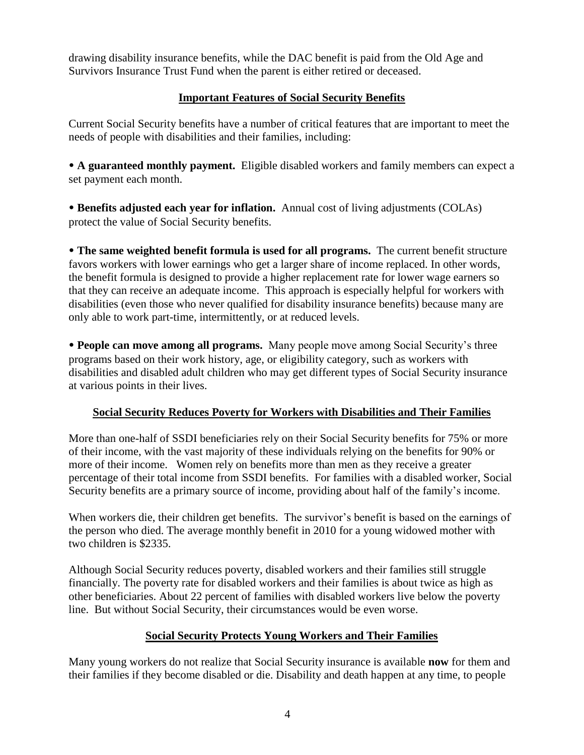drawing disability insurance benefits, while the DAC benefit is paid from the Old Age and Survivors Insurance Trust Fund when the parent is either retired or deceased.

## Important Features of Social Security Benefits

Current Social Security benefits have a number of critical features that are important to meet the needs of people with disabilities and their families, including:

- **A guaranteed monthly payment.** Eligible disabled workers and family members can expect a set payment each month.

- **Benefits adjusted each year for inflation.** Annual cost of living adjustments (COLAs) protect the value of Social Security benefits.

- **The same weighted benefit formula is used for all programs.** The current benefit structure favors workers with lower earnings who get a larger share of income replaced. In other words, the benefit formula is designed to provide a higher replacement rate for lower wage earners so that they can receive an adequate income. This approach is especially helpful for workers with disabilities (even those who never qualified for disability insurance benefits) because many are only able to work part-time, intermittently, or at reduced levels.

- **People can move among all programs.** Many people move among Social Security's three programs based on their work history, age, or eligibility category, such as workers with disabilities and disabled adult children who may get different types of Social Security insurance at various points in their lives.

## Social Security Reduces Poverty for Workers with Disabilities and Their Families

More than one-half of SSDI beneficiaries rely on their Social Security benefits for 75% or more of their income, with the vast majority of these individuals relying on the benefits for 90% or more of their income. Women rely on benefits more than men as they receive a greater percentage of their total income from SSDI benefits. For families with a disabled worker, Social Security benefits are a primary source of income, providing about half of the family's income.

When workers die, their children get benefits. The survivor's benefit is based on the earnings of the person who died. The average monthly benefit in 2010 for a young widowed mother with two children is $2335.

Although Social Security reduces poverty, disabled workers and their families still struggle financially. The poverty rate for disabled workers and their families is about twice as high as other beneficiaries. About 22 percent of families with disabled workers live below the poverty line. But without Social Security, their circumstances would be even worse.

## Social Security Protects Young Workers and Their Families

Many young workers do not realize that Social Security insurance is available **now** for them and their families if they become disabled or die. Disability and death happen at any time, to people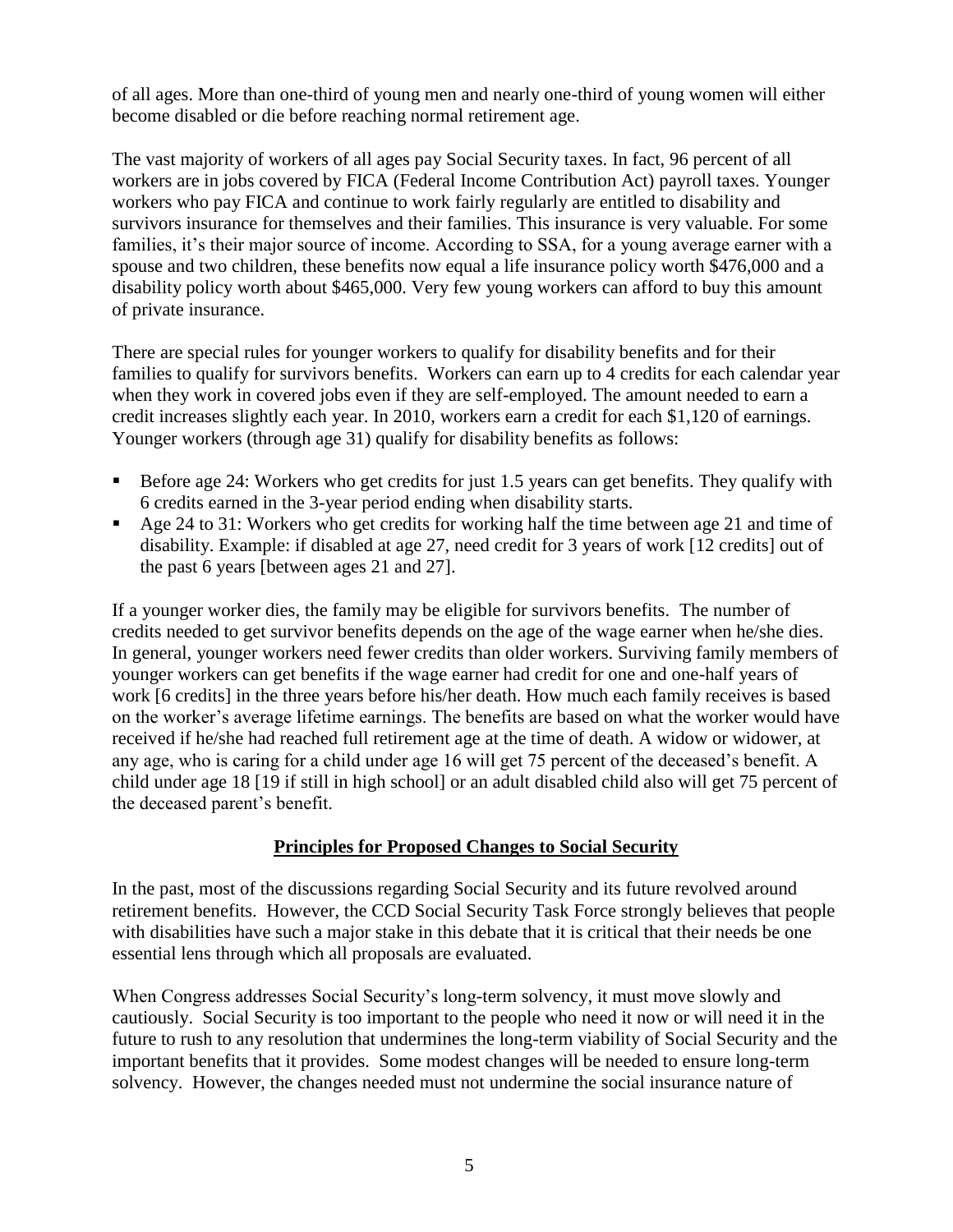of all ages. More than one-third of young men and nearly one-third of young women will either become disabled or die before reaching normal retirement age.

The vast majority of workers of all ages pay Social Security taxes. In fact, 96 percent of all workers are in jobs covered by FICA (Federal Income Contribution Act) payroll taxes. Younger workers who pay FICA and continue to work fairly regularly are entitled to disability and survivors insurance for themselves and their families. This insurance is very valuable. For some families, it's their major source of income. According to SSA, for a young average earner with a spouse and two children, these benefits now equal a life insurance policy worth $476,000 and a disability policy worth about $465,000. Very few young workers can afford to buy this amount of private insurance.

There are special rules for younger workers to qualify for disability benefits and for their families to qualify for survivors benefits. Workers can earn up to 4 credits for each calendar year when they work in covered jobs even if they are self-employed. The amount needed to earn a credit increases slightly each year. In 2010, workers earn a credit for each $1,120 of earnings. Younger workers (through age 31) qualify for disability benefits as follows:

- Before age 24: Workers who get credits for just 1.5 years can get benefits. They qualify with 6 credits earned in the 3-year period ending when disability starts.
- Age 24 to 31: Workers who get credits for working half the time between age 21 and time of disability. Example: if disabled at age 27, need credit for 3 years of work [12 credits] out of the past 6 years [between ages 21 and 27].

If a younger worker dies, the family may be eligible for survivors benefits. The number of credits needed to get survivor benefits depends on the age of the wage earner when he/she dies. In general, younger workers need fewer credits than older workers. Surviving family members of younger workers can get benefits if the wage earner had credit for one and one-half years of work [6 credits] in the three years before his/her death. How much each family receives is based on the worker's average lifetime earnings. The benefits are based on what the worker would have received if he/she had reached full retirement age at the time of death. A widow or widower, at any age, who is caring for a child under age 16 will get 75 percent of the deceased's benefit. A child under age 18 [19 if still in high school] or an adult disabled child also will get 75 percent of the deceased parent's benefit.

## Principles for Proposed Changes to Social Security

In the past, most of the discussions regarding Social Security and its future revolved around retirement benefits. However, the CCD Social Security Task Force strongly believes that people with disabilities have such a major stake in this debate that it is critical that their needs be one essential lens through which all proposals are evaluated.

When Congress addresses Social Security's long-term solvency, it must move slowly and cautiously. Social Security is too important to the people who need it now or will need it in the future to rush to any resolution that undermines the long-term viability of Social Security and the important benefits that it provides. Some modest changes will be needed to ensure long-term solvency. However, the changes needed must not undermine the social insurance nature of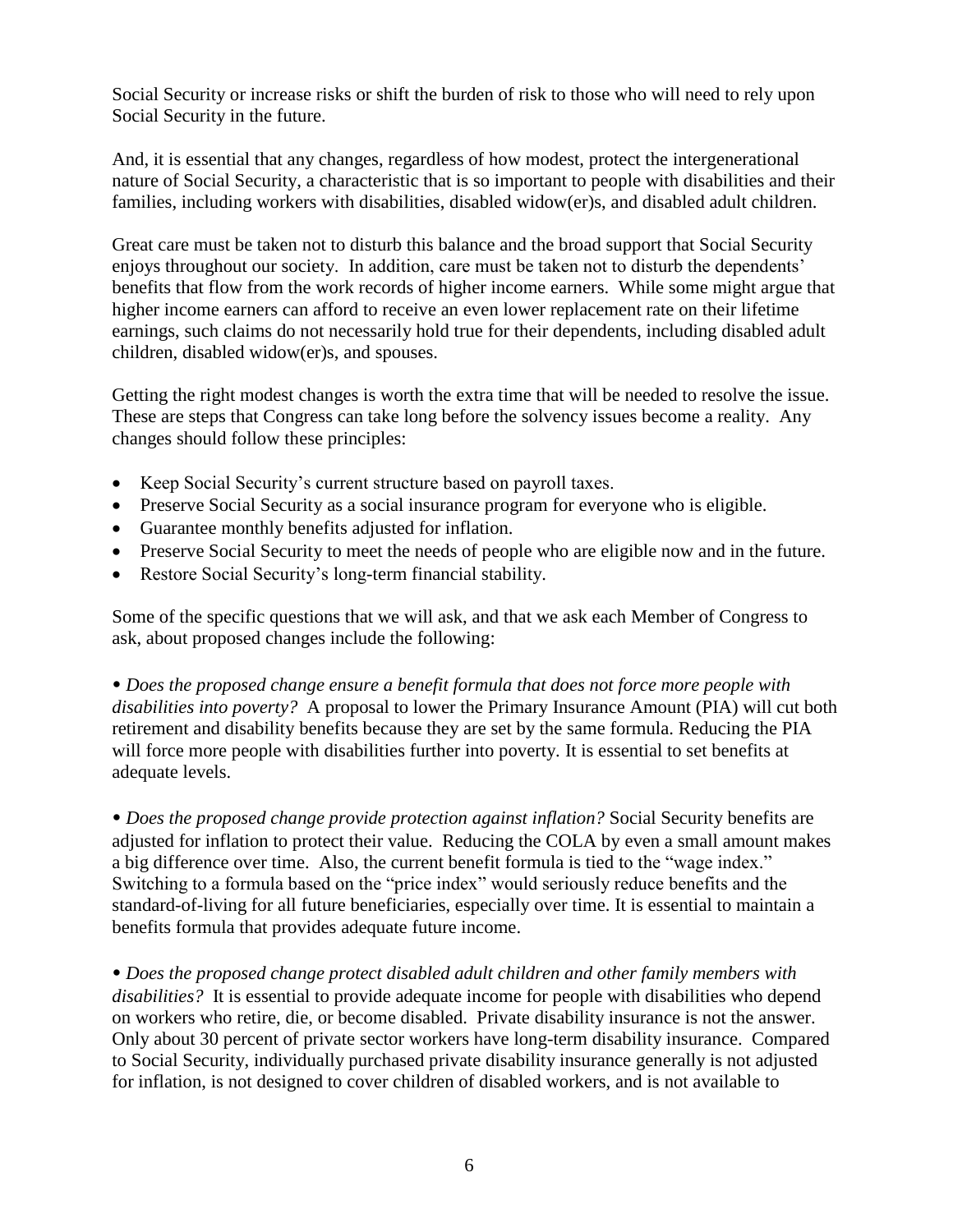Social Security or increase risks or shift the burden of risk to those who will need to rely upon Social Security in the future.

And, it is essential that any changes, regardless of how modest, protect the intergenerational nature of Social Security, a characteristic that is so important to people with disabilities and their families, including workers with disabilities, disabled widow(er)s, and disabled adult children.

Great care must be taken not to disturb this balance and the broad support that Social Security enjoys throughout our society. In addition, care must be taken not to disturb the dependents' benefits that flow from the work records of higher income earners. While some might argue that higher income earners can afford to receive an even lower replacement rate on their lifetime earnings, such claims do not necessarily hold true for their dependents, including disabled adult children, disabled widow(er)s, and spouses.

Getting the right modest changes is worth the extra time that will be needed to resolve the issue. These are steps that Congress can take long before the solvency issues become a reality. Any changes should follow these principles:

- Keep Social Security's current structure based on payroll taxes.
- Preserve Social Security as a social insurance program for everyone who is eligible.
- Guarantee monthly benefits adjusted for inflation.
- Preserve Social Security to meet the needs of people who are eligible now and in the future.
- Restore Social Security's long-term financial stability.

Some of the specific questions that we will ask, and that we ask each Member of Congress to ask, about proposed changes include the following:

- *Does the proposed change ensure a benefit formula that does not force more people with disabilities into poverty?* A proposal to lower the Primary Insurance Amount (PIA) will cut both retirement and disability benefits because they are set by the same formula. Reducing the PIA will force more people with disabilities further into poverty. It is essential to set benefits at adequate levels.

- *Does the proposed change provide protection against inflation?* Social Security benefits are adjusted for inflation to protect their value. Reducing the COLA by even a small amount makes a big difference over time. Also, the current benefit formula is tied to the "wage index." Switching to a formula based on the "price index" would seriously reduce benefits and the standard-of-living for all future beneficiaries, especially over time. It is essential to maintain a benefits formula that provides adequate future income.

- *Does the proposed change protect disabled adult children and other family members with disabilities?* It is essential to provide adequate income for people with disabilities who depend on workers who retire, die, or become disabled. Private disability insurance is not the answer. Only about 30 percent of private sector workers have long-term disability insurance. Compared to Social Security, individually purchased private disability insurance generally is not adjusted for inflation, is not designed to cover children of disabled workers, and is not available to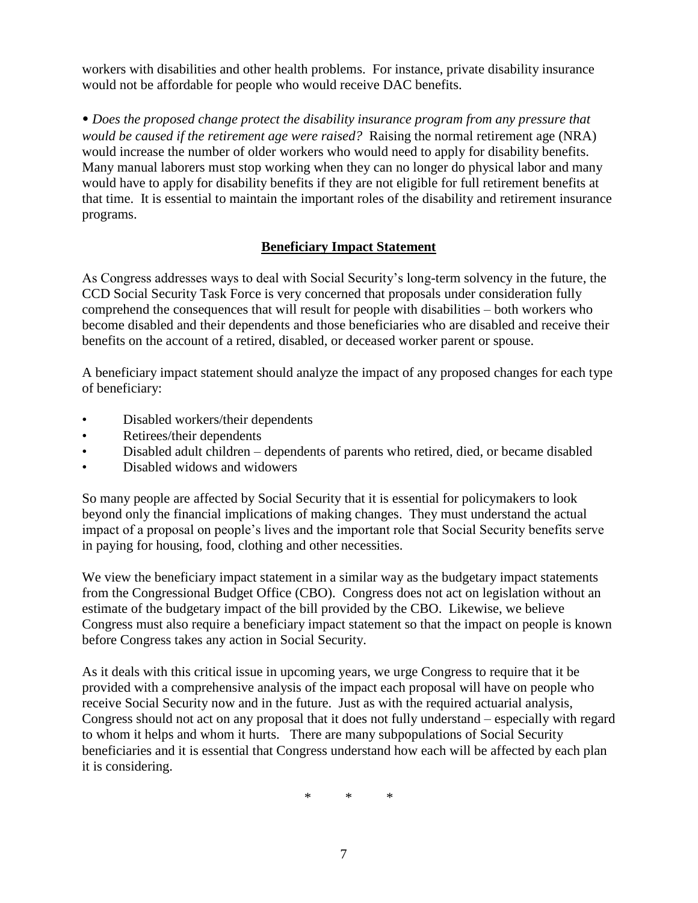workers with disabilities and other health problems. For instance, private disability insurance would not be affordable for people who would receive DAC benefits.

- *Does the proposed change protect the disability insurance program from any pressure that would be caused if the retirement age were raised?* Raising the normal retirement age (NRA) would increase the number of older workers who would need to apply for disability benefits. Many manual laborers must stop working when they can no longer do physical labor and many would have to apply for disability benefits if they are not eligible for full retirement benefits at that time. It is essential to maintain the important roles of the disability and retirement insurance programs.

## Beneficiary Impact Statement

As Congress addresses ways to deal with Social Security's long-term solvency in the future, the CCD Social Security Task Force is very concerned that proposals under consideration fully comprehend the consequences that will result for people with disabilities – both workers who become disabled and their dependents and those beneficiaries who are disabled and receive their benefits on the account of a retired, disabled, or deceased worker parent or spouse.

A beneficiary impact statement should analyze the impact of any proposed changes for each type of beneficiary:

- Disabled workers/their dependents
- Retirees/their dependents
- Disabled adult children – dependents of parents who retired, died, or became disabled
- Disabled widows and widowers

So many people are affected by Social Security that it is essential for policymakers to look beyond only the financial implications of making changes. They must understand the actual impact of a proposal on people's lives and the important role that Social Security benefits serve in paying for housing, food, clothing and other necessities.

We view the beneficiary impact statement in a similar way as the budgetary impact statements from the Congressional Budget Office (CBO). Congress does not act on legislation without an estimate of the budgetary impact of the bill provided by the CBO. Likewise, we believe Congress must also require a beneficiary impact statement so that the impact on people is known before Congress takes any action in Social Security.

As it deals with this critical issue in upcoming years, we urge Congress to require that it be provided with a comprehensive analysis of the impact each proposal will have on people who receive Social Security now and in the future. Just as with the required actuarial analysis, Congress should not act on any proposal that it does not fully understand – especially with regard to whom it helps and whom it hurts. There are many subpopulations of Social Security beneficiaries and it is essential that Congress understand how each will be affected by each plan it is considering.

\* \* \*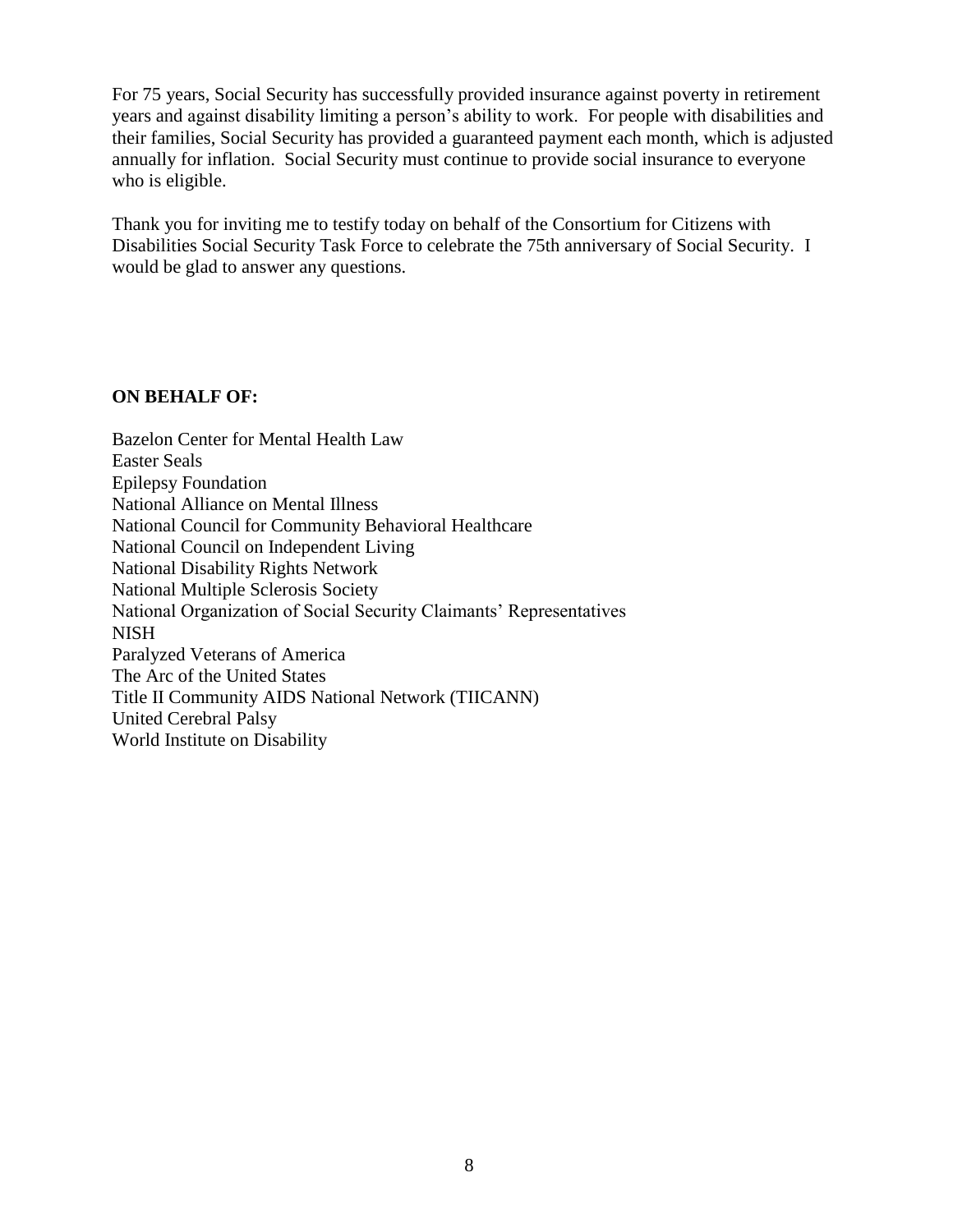For 75 years, Social Security has successfully provided insurance against poverty in retirement years and against disability limiting a person's ability to work. For people with disabilities and their families, Social Security has provided a guaranteed payment each month, which is adjusted annually for inflation. Social Security must continue to provide social insurance to everyone who is eligible.

Thank you for inviting me to testify today on behalf of the Consortium for Citizens with Disabilities Social Security Task Force to celebrate the 75th anniversary of Social Security. I would be glad to answer any questions.

**ON BEHALF OF:**

Bazelon Center for Mental Health Law
Easter Seals
Epilepsy Foundation
National Alliance on Mental Illness
National Council for Community Behavioral Healthcare
National Council on Independent Living
National Disability Rights Network
National Multiple Sclerosis Society
National Organization of Social Security Claimants' Representatives
NISH
Paralyzed Veterans of America
The Arc of the United States
Title II Community AIDS National Network (TIICANN)
United Cerebral Palsy
World Institute on Disability